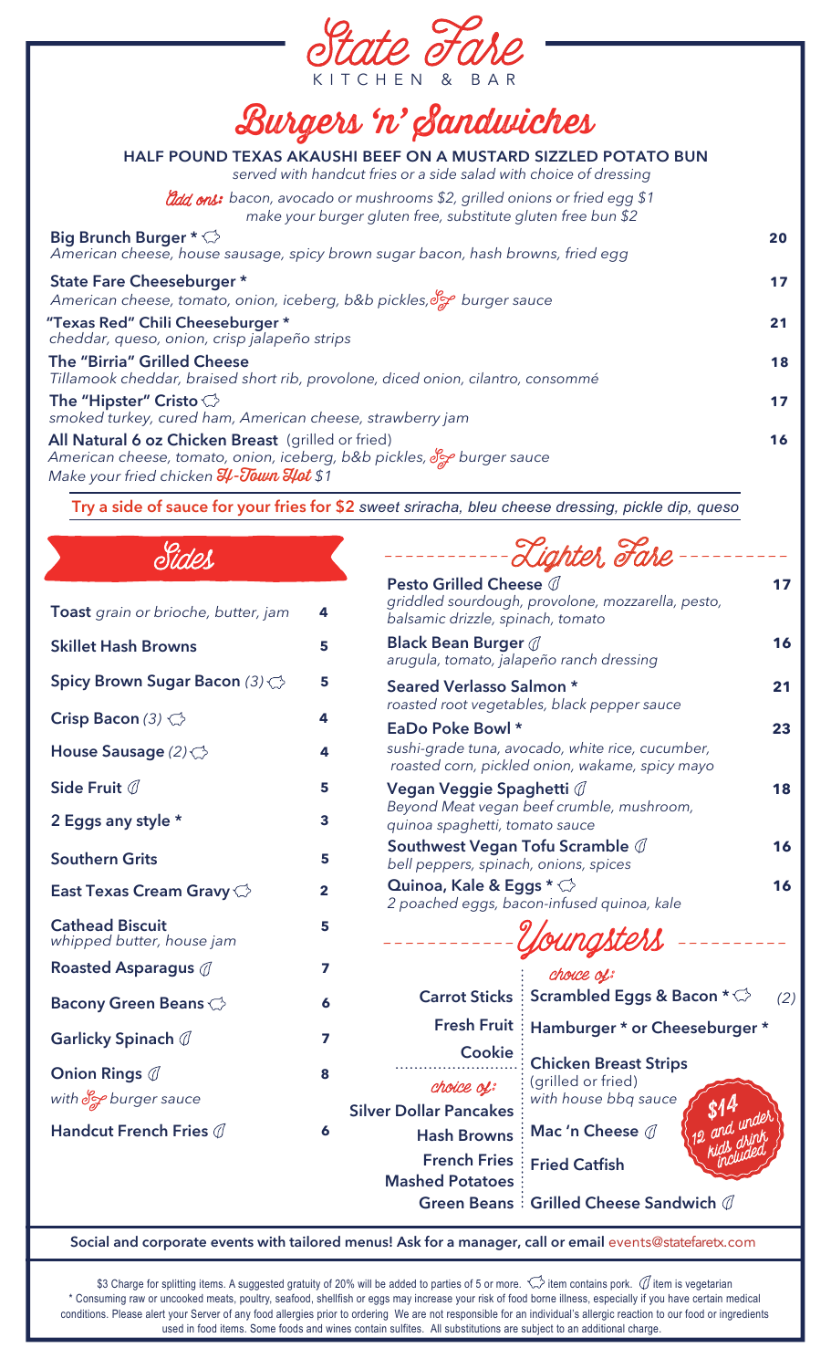# State Fare

KITCHEN & BAR

## Burgers 'n' Sandwiches

**HALF POUND TEXAS AKAUSHI BEEF ON A MUSTARD SIZZLED POTATO BUN**

*served with handcut fries or a side salad with choice of dressing*

*Add ons: bacon, avocado or mushrooms $2, grilled onions or fried egg $1*
*make your burger gluten free, substitute gluten free bun $2*

**Big Brunch Burger** * 🐷 — **20**
*American cheese, house sausage, spicy brown sugar bacon, hash browns, fried egg*

**State Fare Cheeseburger** * — **17**
*American cheese, tomato, onion, iceberg, b&b pickles, SF burger sauce*

**"Texas Red" Chili Cheeseburger** * — **21**
*cheddar, queso, onion, crisp jalapeño strips*

**The "Birria" Grilled Cheese** — **18**
*Tillamook cheddar, braised short rib, provolone, diced onion, cilantro, consommé*

**The "Hipster" Cristo** 🐷 — **17**
*smoked turkey, cured ham, American cheese, strawberry jam*

**All Natural 6 oz Chicken Breast** (grilled or fried) — **16**
*American cheese, tomato, onion, iceberg, b&b pickles, SF burger sauce*
*Make your fried chicken H-Town Hot $1*

**Try a side of sauce for your fries for $2** *sweet sriracha, bleu cheese dressing, pickle dip, queso*

## Sides

| Item | Price |
|---|---|
| **Toast** *grain or brioche, butter, jam* | 4 |
| **Skillet Hash Browns** | 5 |
| **Spicy Brown Sugar Bacon** *(3)* 🐷 | 5 |
| **Crisp Bacon** *(3)* 🐷 | 4 |
| **House Sausage** *(2)* 🐷 | 4 |
| **Side Fruit** 🌿 | 5 |
| **2 Eggs any style** * | 3 |
| **Southern Grits** | 5 |
| **East Texas Cream Gravy** 🐷 | 2 |
| **Cathead Biscuit** *whipped butter, house jam* | 5 |
| **Roasted Asparagus** 🌿 | 7 |
| **Bacony Green Beans** 🐷 | 6 |
| **Garlicky Spinach** 🌿 | 7 |
| **Onion Rings** 🌿 *with SF burger sauce* | 8 |
| **Handcut French Fries** 🌿 | 6 |

## Lighter Fare

**Pesto Grilled Cheese** 🌿 — **17**
*griddled sourdough, provolone, mozzarella, pesto, balsamic drizzle, spinach, tomato*

**Black Bean Burger** 🌿 — **16**
*arugula, tomato, jalapeño ranch dressing*

**Seared Verlasso Salmon** * — **21**
*roasted root vegetables, black pepper sauce*

**EaDo Poke Bowl** * — **23**
*sushi-grade tuna, avocado, white rice, cucumber, roasted corn, pickled onion, wakame, spicy mayo*

**Vegan Veggie Spaghetti** 🌿 — **18**
*Beyond Meat vegan beef crumble, mushroom, quinoa spaghetti, tomato sauce*

**Southwest Vegan Tofu Scramble** 🌿 — **16**
*bell peppers, spinach, onions, spices*

**Quinoa, Kale & Eggs** * 🐷 — **16**
*2 poached eggs, bacon-infused quinoa, kale*

## Youngsters

*$14 — 12 and under, kids drink included*

*choice of:*
- **Scrambled Eggs & Bacon** * 🐷 *(2)*
- **Hamburger** * **or Cheeseburger** *
- **Chicken Breast Strips** (grilled or fried) *with house bbq sauce*
- **Mac 'n Cheese** 🌿
- **Fried Catfish**
- **Grilled Cheese Sandwich** 🌿

**Carrot Sticks**
**Fresh Fruit**
**Cookie**

*choice of:*
- **Silver Dollar Pancakes**
- **Hash Browns**
- **French Fries**
- **Mashed Potatoes**
- **Green Beans**

**Social and corporate events with tailored menus! Ask for a manager, call or email** events@statefaretx.com

$3 Charge for splitting items. A suggested gratuity of 20% will be added to parties of 5 or more. 🐷 item contains pork. 🌿 item is vegetarian
* Consuming raw or uncooked meats, poultry, seafood, shellfish or eggs may increase your risk of food borne illness, especially if you have certain medical conditions. Please alert your Server of any food allergies prior to ordering We are not responsible for an individual's allergic reaction to our food or ingredients used in food items. Some foods and wines contain sulfites. All substitutions are subject to an additional charge.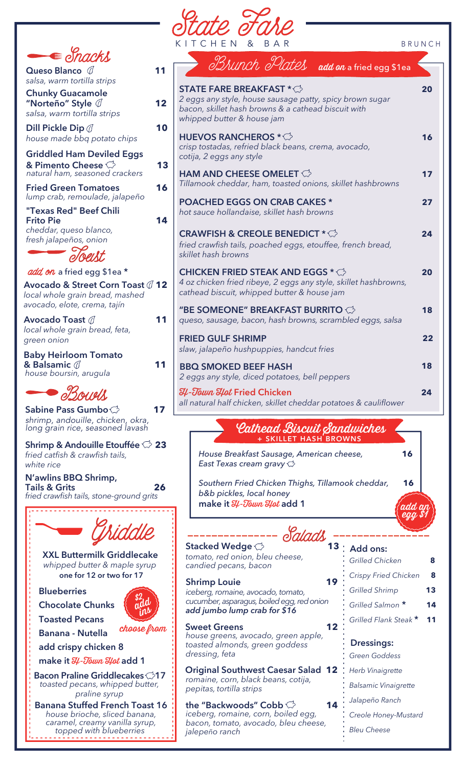# State Fare

KITCHEN & BAR

BRUNCH

## Snacks

**Queso Blanco** — 11
*salsa, warm tortilla strips*

**Chunky Guacamole "Norteño" Style** — 12
*salsa, warm tortilla strips*

**Dill Pickle Dip** — 10
*house made bbq potato chips*

**Griddled Ham Deviled Eggs & Pimento Cheese** — 13
*natural ham, seasoned crackers*

**Fried Green Tomatoes** — 16
*lump crab, remoulade, jalapeño*

**"Texas Red" Beef Chili Frito Pie** — 14
*cheddar, queso blanco, fresh jalapeños, onion*

## Toast

*add on* a fried egg $1ea *

**Avocado & Street Corn Toast** — 12
*local whole grain bread, mashed avocado, elote, crema, tajín*

**Avocado Toast** — 11
*local whole grain bread, feta, green onion*

**Baby Heirloom Tomato & Balsamic** — 11
*house boursin, arugula*

## Bowls

**Sabine Pass Gumbo** — 17
*shrimp, andouille, chicken, okra, long grain rice, seasoned lavash*

**Shrimp & Andouille Etouffée** — 23
*fried catfish & crawfish tails, white rice*

**N'awlins BBQ Shrimp, Tails & Grits** — 26
*fried crawfish tails, stone-ground grits*

## Griddle

**XXL Buttermilk Griddlecake**
*whipped butter & maple syrup*
**one for 12 or two for 17**

$2 add ins — *choose from*

- Blueberries
- Chocolate Chunks
- Toasted Pecans
- Banana - Nutella

**add crispy chicken 8**

**make it *H-Town Hot* add 1**

**Bacon Praline Griddlecakes** — 17
*toasted pecans, whipped butter, praline syrup*

**Banana Stuffed French Toast** — 16
*house brioche, sliced banana, caramel, creamy vanilla syrup, topped with blueberries*

## Brunch Plates

***add on* a fried egg $1ea**

**STATE FARE BREAKFAST *** — 20
*2 eggs any style, house sausage patty, spicy brown sugar bacon, skillet hash browns & a cathead biscuit with whipped butter & house jam*

**HUEVOS RANCHEROS *** — 16
*crisp tostadas, refried black beans, crema, avocado, cotija, 2 eggs any style*

**HAM AND CHEESE OMELET** — 17
*Tillamook cheddar, ham, toasted onions, skillet hashbrowns*

**POACHED EGGS ON CRAB CAKES *** — 27
*hot sauce hollandaise, skillet hash browns*

**CRAWFISH & CREOLE BENEDICT *** — 24
*fried crawfish tails, poached eggs, etouffee, french bread, skillet hash browns*

**CHICKEN FRIED STEAK AND EGGS *** — 20
*4 oz chicken fried ribeye, 2 eggs any style, skillet hashbrowns, cathead biscuit, whipped butter & house jam*

**"BE SOMEONE" BREAKFAST BURRITO** — 18
*queso, sausage, bacon, hash browns, scrambled eggs, salsa*

**FRIED GULF SHRIMP** — 22
*slaw, jalapeño hushpuppies, handcut fries*

**BBQ SMOKED BEEF HASH** — 18
*2 eggs any style, diced potatoes, bell peppers*

***H-Town Hot* Fried Chicken** — 24
*all natural half chicken, skillet cheddar potatoes & cauliflower*

## Cathead Biscuit Sandwiches

**+ SKILLET HASH BROWNS**

*House Breakfast Sausage, American cheese, East Texas cream gravy* — 16

*Southern Fried Chicken Thighs, Tillamook cheddar, b&b pickles, local honey* — 16
**make it *H-Town Hot* add 1**

*add an egg $1*

## Salads

**Stacked Wedge** — 13
*tomato, red onion, bleu cheese, candied pecans, bacon*

**Shrimp Louie** — 19
*iceberg, romaine, avocado, tomato, cucumber, asparagus, boiled egg, red onion*
***add jumbo lump crab for $16***

**Sweet Greens** — 12
*house greens, avocado, green apple, toasted almonds, green goddess dressing, feta*

**Original Southwest Caesar Salad** — 12
*romaine, corn, black beans, cotija, pepitas, tortilla strips*

**the "Backwoods" Cobb** — 14
*iceberg, romaine, corn, boiled egg, bacon, tomato, avocado, bleu cheese, jalepeño ranch*

### Add ons:

| | |
|---|---|
| *Grilled Chicken* | 8 |
| *Crispy Fried Chicken* | 8 |
| *Grilled Shrimp* | 13 |
| *Grilled Salmon* * | 14 |
| *Grilled Flank Steak* * | 11 |

### Dressings:

- *Green Goddess*
- *Herb Vinaigrette*
- *Balsamic Vinaigrette*
- *Jalapeño Ranch*
- *Creole Honey-Mustard*
- *Bleu Cheese*